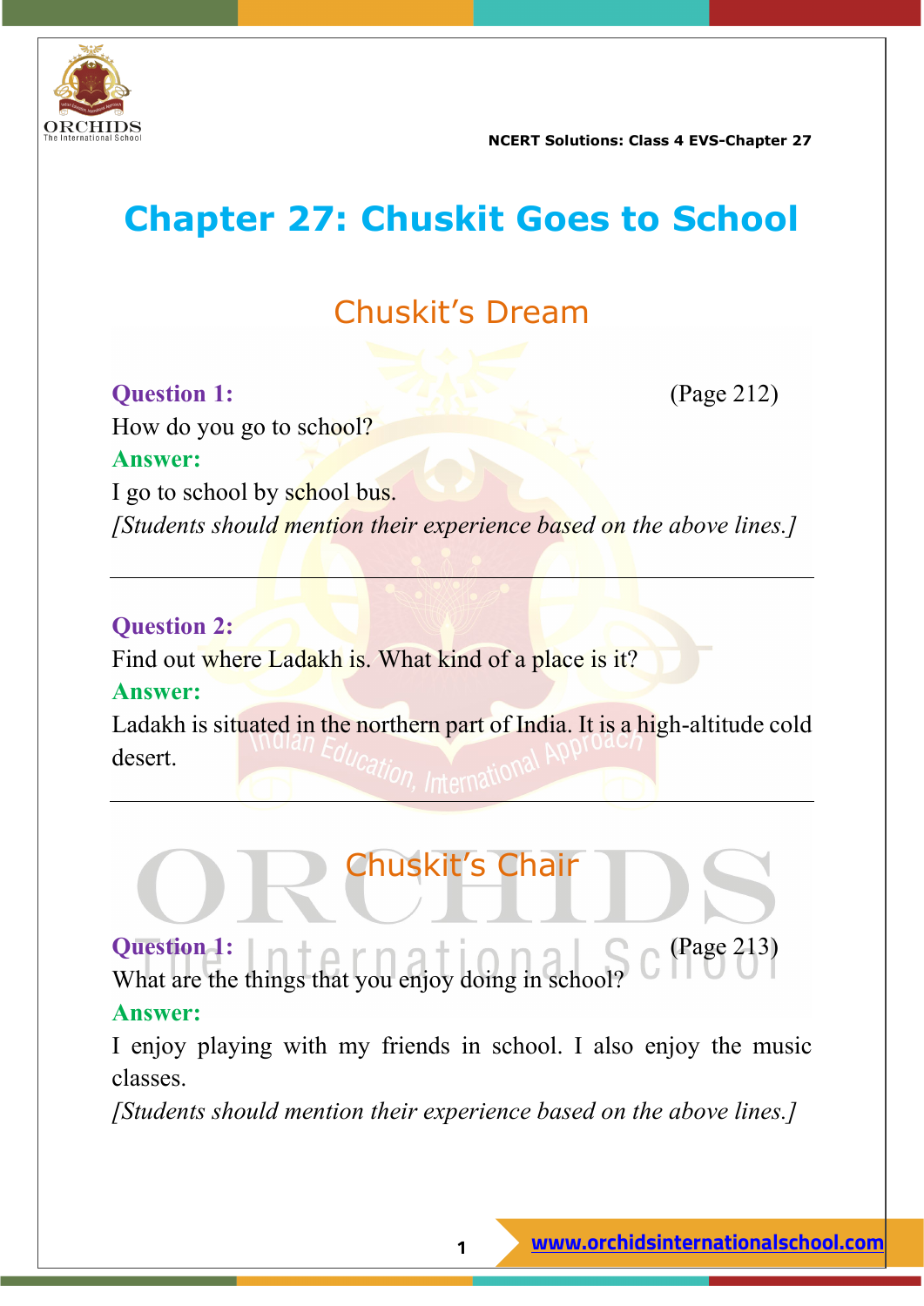# Chapter 27: Chuskit Goes to School

## Chuskit's Dream

**Question 1:** (Page 212)

How do you go to school?

**Answer:**

I go to school by school bus.

*[Students should mention their experience based on the above lines.]*

---

**Question 2:**

Find out where Ladakh is. What kind of a place is it?

**Answer:**

Ladakh is situated in the northern part of India. It is a high-altitude cold desert.

---

## Chuskit's Chair

**Question 1:** (Page 213)

What are the things that you enjoy doing in school?

**Answer:**

I enjoy playing with my friends in school. I also enjoy the music classes.

*[Students should mention their experience based on the above lines.]*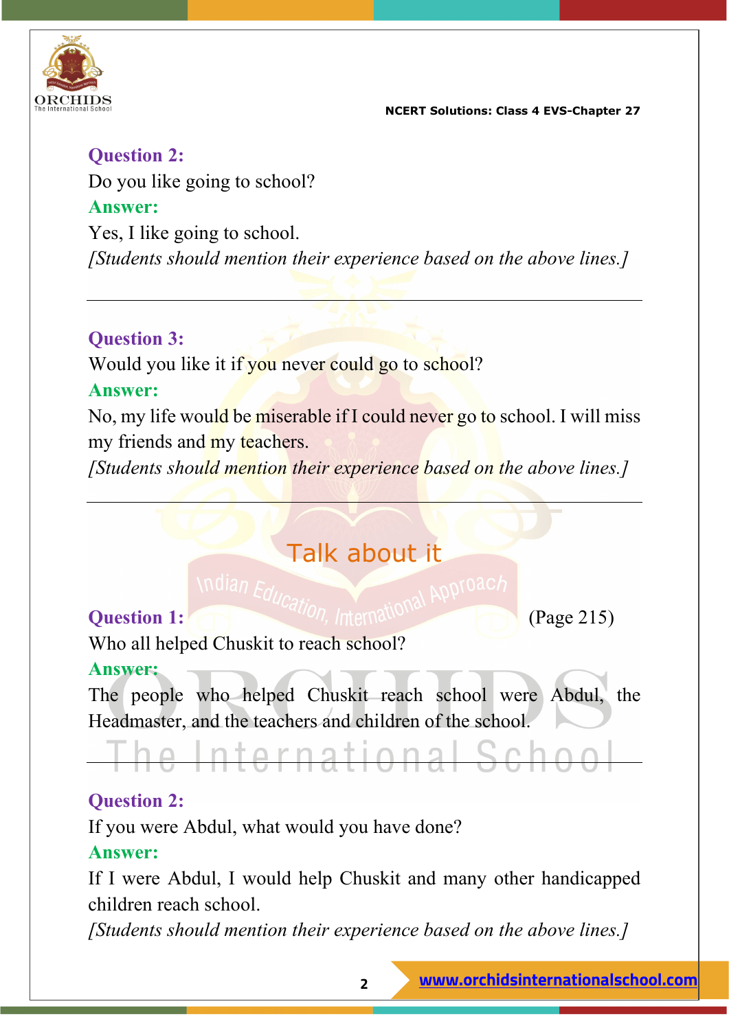**Question 2:**

Do you like going to school?

**Answer:**

Yes, I like going to school.

*[Students should mention their experience based on the above lines.]*

---

**Question 3:**

Would you like it if you never could go to school?

**Answer:**

No, my life would be miserable if I could never go to school. I will miss my friends and my teachers.

*[Students should mention their experience based on the above lines.]*

---

## Talk about it

**Question 1:** (Page 215)

Who all helped Chuskit to reach school?

**Answer:**

The people who helped Chuskit reach school were Abdul, the Headmaster, and the teachers and children of the school.

---

**Question 2:**

If you were Abdul, what would you have done?

**Answer:**

If I were Abdul, I would help Chuskit and many other handicapped children reach school.

*[Students should mention their experience based on the above lines.]*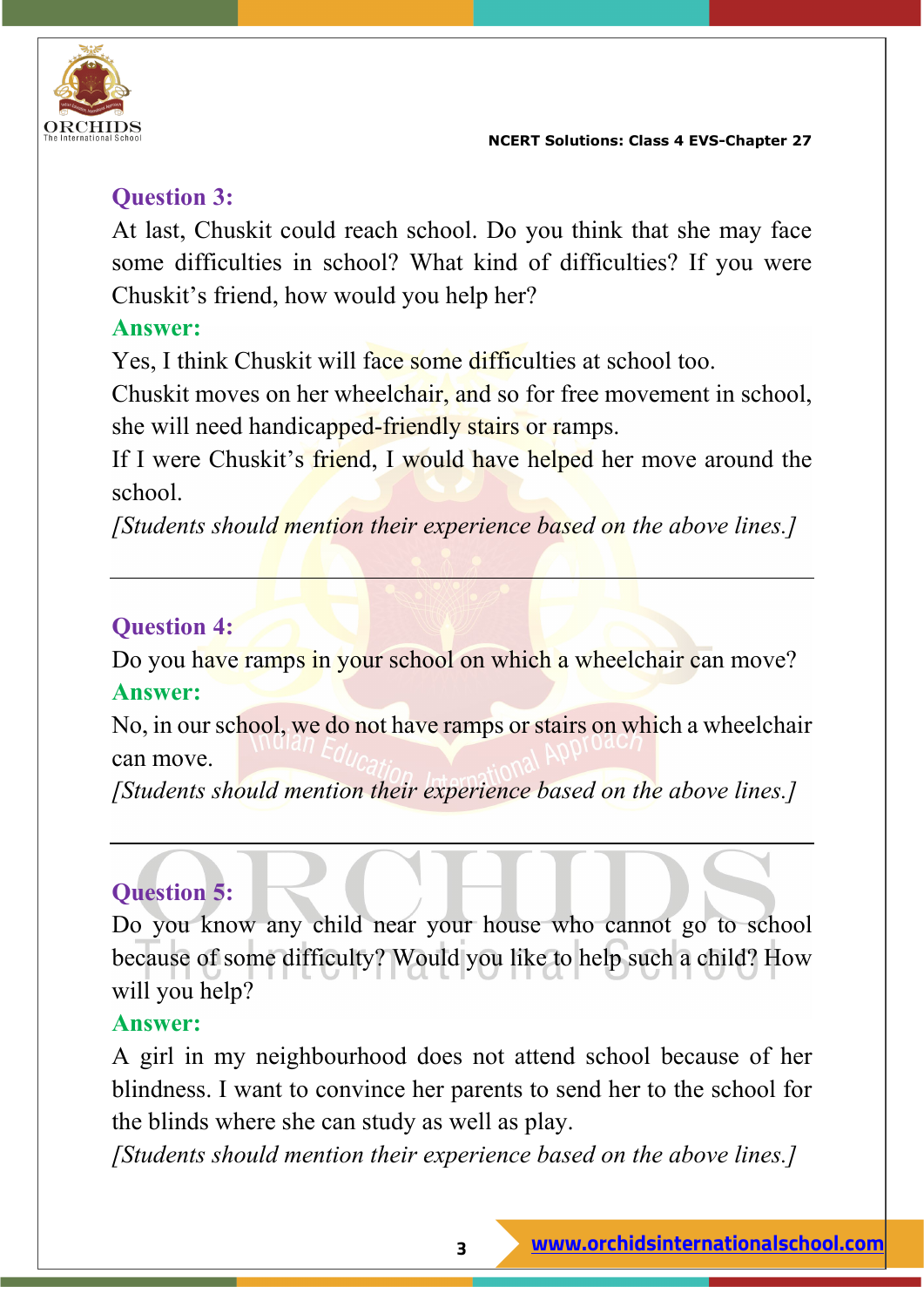## Question 3:

At last, Chuskit could reach school. Do you think that she may face some difficulties in school? What kind of difficulties? If you were Chuskit's friend, how would you help her?

### Answer:

Yes, I think Chuskit will face some difficulties at school too.

Chuskit moves on her wheelchair, and so for free movement in school, she will need handicapped-friendly stairs or ramps.

If I were Chuskit's friend, I would have helped her move around the school.

*[Students should mention their experience based on the above lines.]*

---

## Question 4:

Do you have ramps in your school on which a wheelchair can move?

### Answer:

No, in our school, we do not have ramps or stairs on which a wheelchair can move.

*[Students should mention their experience based on the above lines.]*

---

## Question 5:

Do you know any child near your house who cannot go to school because of some difficulty? Would you like to help such a child? How will you help?

### Answer:

A girl in my neighbourhood does not attend school because of her blindness. I want to convince her parents to send her to the school for the blinds where she can study as well as play.

*[Students should mention their experience based on the above lines.]*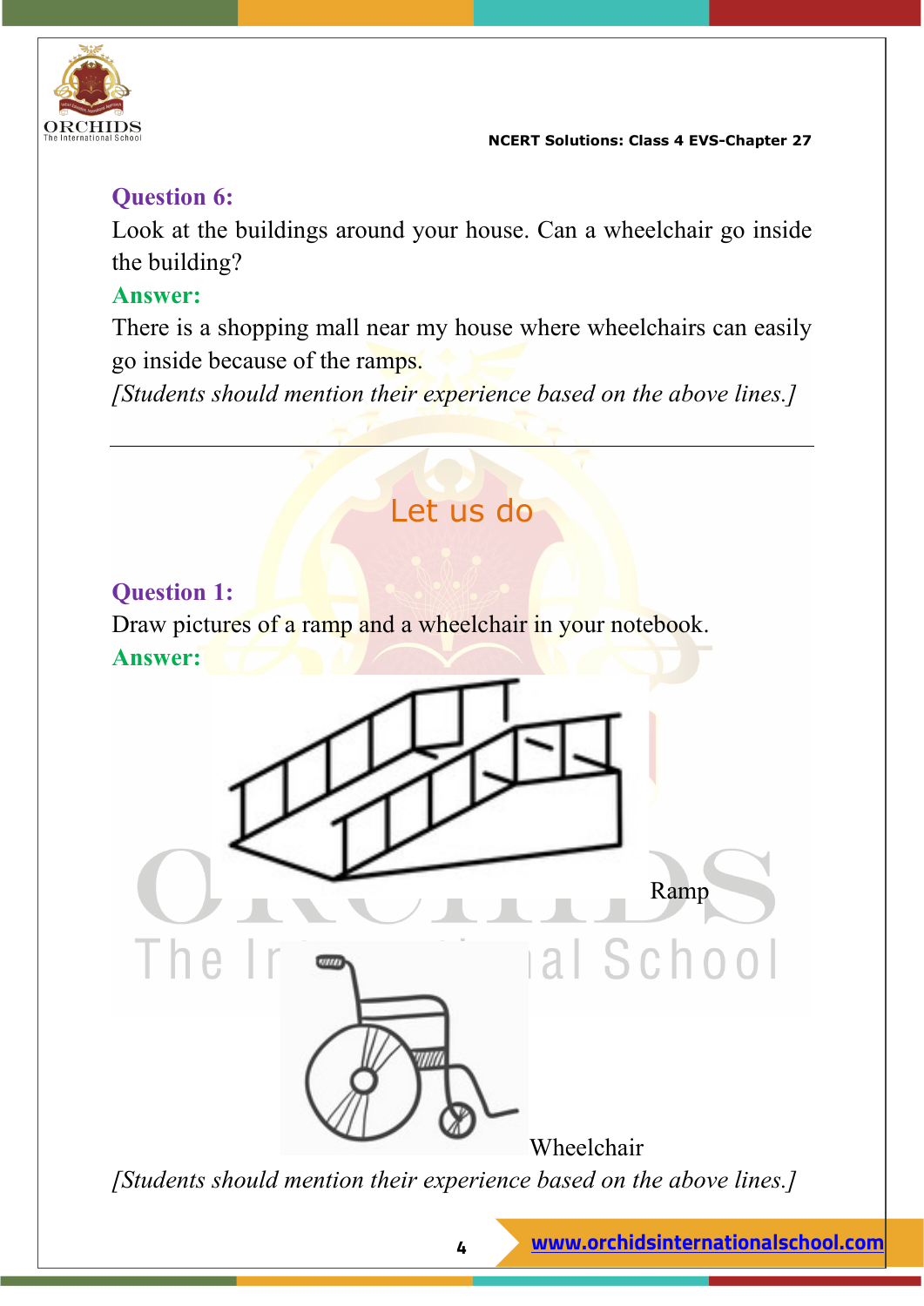**Question 6:**

Look at the buildings around your house. Can a wheelchair go inside the building?

**Answer:**

There is a shopping mall near my house where wheelchairs can easily go inside because of the ramps.

*[Students should mention their experience based on the above lines.]*

---

## Let us do

**Question 1:**

Draw pictures of a ramp and a wheelchair in your notebook.

**Answer:**

Ramp

Wheelchair

*[Students should mention their experience based on the above lines.]*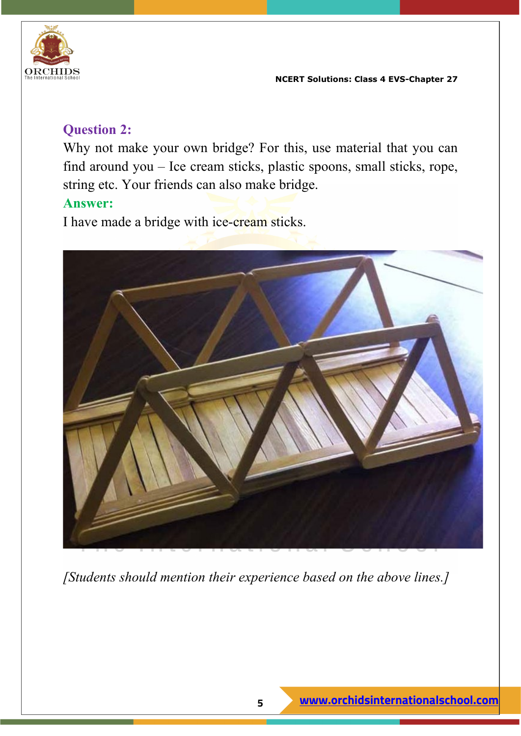**Question 2:**

Why not make your own bridge? For this, use material that you can find around you – Ice cream sticks, plastic spoons, small sticks, rope, string etc. Your friends can also make bridge.

**Answer:**

I have made a bridge with ice-cream sticks.

*[Students should mention their experience based on the above lines.]*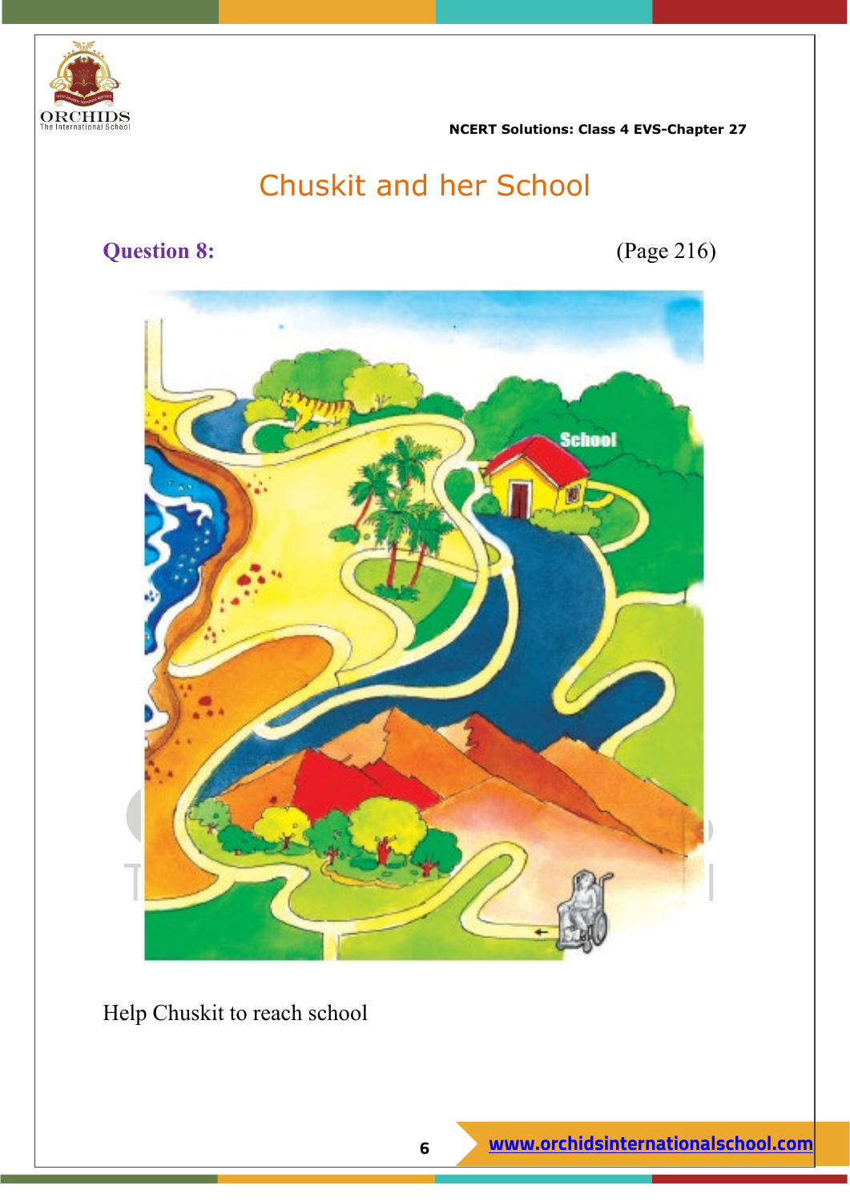## Chuskit and her School

**Question 8:** (Page 216)

Help Chuskit to reach school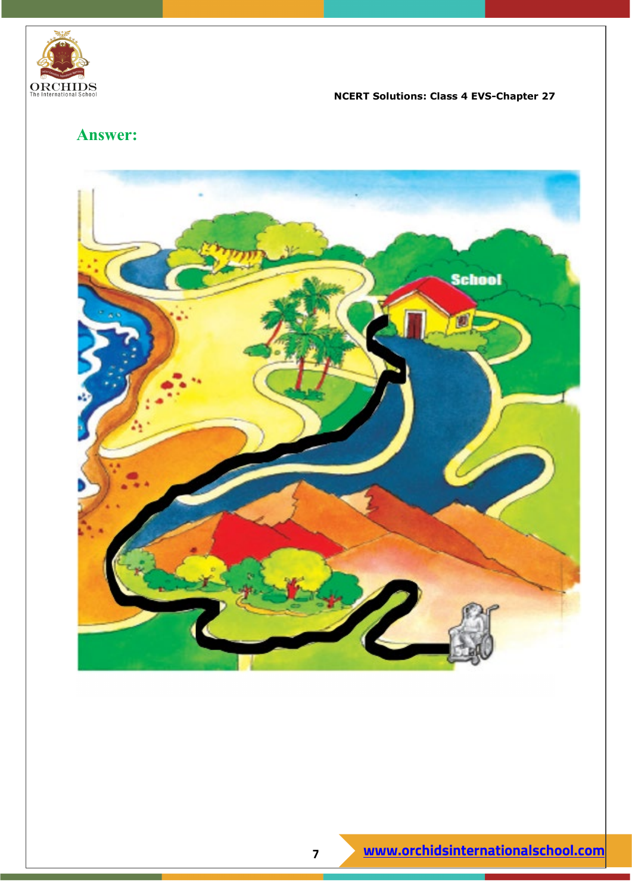## Answer: